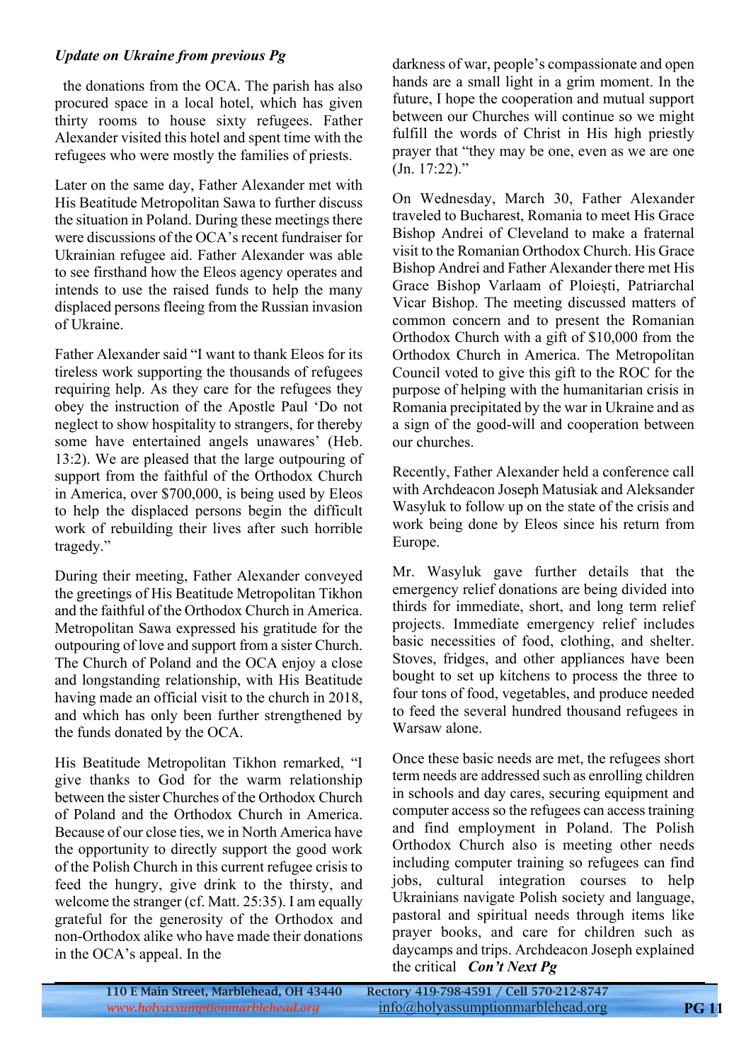***Update on Ukraine from previous Pg***

the donations from the OCA. The parish has also procured space in a local hotel, which has given thirty rooms to house sixty refugees. Father Alexander visited this hotel and spent time with the refugees who were mostly the families of priests.

Later on the same day, Father Alexander met with His Beatitude Metropolitan Sawa to further discuss the situation in Poland. During these meetings there were discussions of the OCA's recent fundraiser for Ukrainian refugee aid. Father Alexander was able to see firsthand how the Eleos agency operates and intends to use the raised funds to help the many displaced persons fleeing from the Russian invasion of Ukraine.

Father Alexander said "I want to thank Eleos for its tireless work supporting the thousands of refugees requiring help. As they care for the refugees they obey the instruction of the Apostle Paul 'Do not neglect to show hospitality to strangers, for thereby some have entertained angels unawares' (Heb. 13:2). We are pleased that the large outpouring of support from the faithful of the Orthodox Church in America, over $700,000, is being used by Eleos to help the displaced persons begin the difficult work of rebuilding their lives after such horrible tragedy."

During their meeting, Father Alexander conveyed the greetings of His Beatitude Metropolitan Tikhon and the faithful of the Orthodox Church in America. Metropolitan Sawa expressed his gratitude for the outpouring of love and support from a sister Church. The Church of Poland and the OCA enjoy a close and longstanding relationship, with His Beatitude having made an official visit to the church in 2018, and which has only been further strengthened by the funds donated by the OCA.

His Beatitude Metropolitan Tikhon remarked, "I give thanks to God for the warm relationship between the sister Churches of the Orthodox Church of Poland and the Orthodox Church in America. Because of our close ties, we in North America have the opportunity to directly support the good work of the Polish Church in this current refugee crisis to feed the hungry, give drink to the thirsty, and welcome the stranger (cf. Matt. 25:35). I am equally grateful for the generosity of the Orthodox and non-Orthodox alike who have made their donations in the OCA's appeal. In the darkness of war, people's compassionate and open hands are a small light in a grim moment. In the future, I hope the cooperation and mutual support between our Churches will continue so we might fulfill the words of Christ in His high priestly prayer that "they may be one, even as we are one (Jn. 17:22)."

On Wednesday, March 30, Father Alexander traveled to Bucharest, Romania to meet His Grace Bishop Andrei of Cleveland to make a fraternal visit to the Romanian Orthodox Church. His Grace Bishop Andrei and Father Alexander there met His Grace Bishop Varlaam of Ploiești, Patriarchal Vicar Bishop. The meeting discussed matters of common concern and to present the Romanian Orthodox Church with a gift of $10,000 from the Orthodox Church in America. The Metropolitan Council voted to give this gift to the ROC for the purpose of helping with the humanitarian crisis in Romania precipitated by the war in Ukraine and as a sign of the good-will and cooperation between our churches.

Recently, Father Alexander held a conference call with Archdeacon Joseph Matusiak and Aleksander Wasyluk to follow up on the state of the crisis and work being done by Eleos since his return from Europe.

Mr. Wasyluk gave further details that the emergency relief donations are being divided into thirds for immediate, short, and long term relief projects. Immediate emergency relief includes basic necessities of food, clothing, and shelter. Stoves, fridges, and other appliances have been bought to set up kitchens to process the three to four tons of food, vegetables, and produce needed to feed the several hundred thousand refugees in Warsaw alone.

Once these basic needs are met, the refugees short term needs are addressed such as enrolling children in schools and day cares, securing equipment and computer access so the refugees can access training and find employment in Poland. The Polish Orthodox Church also is meeting other needs including computer training so refugees can find jobs, cultural integration courses to help Ukrainians navigate Polish society and language, pastoral and spiritual needs through items like prayer books, and care for children such as daycamps and trips. Archdeacon Joseph explained the critical ***Con't Next Pg***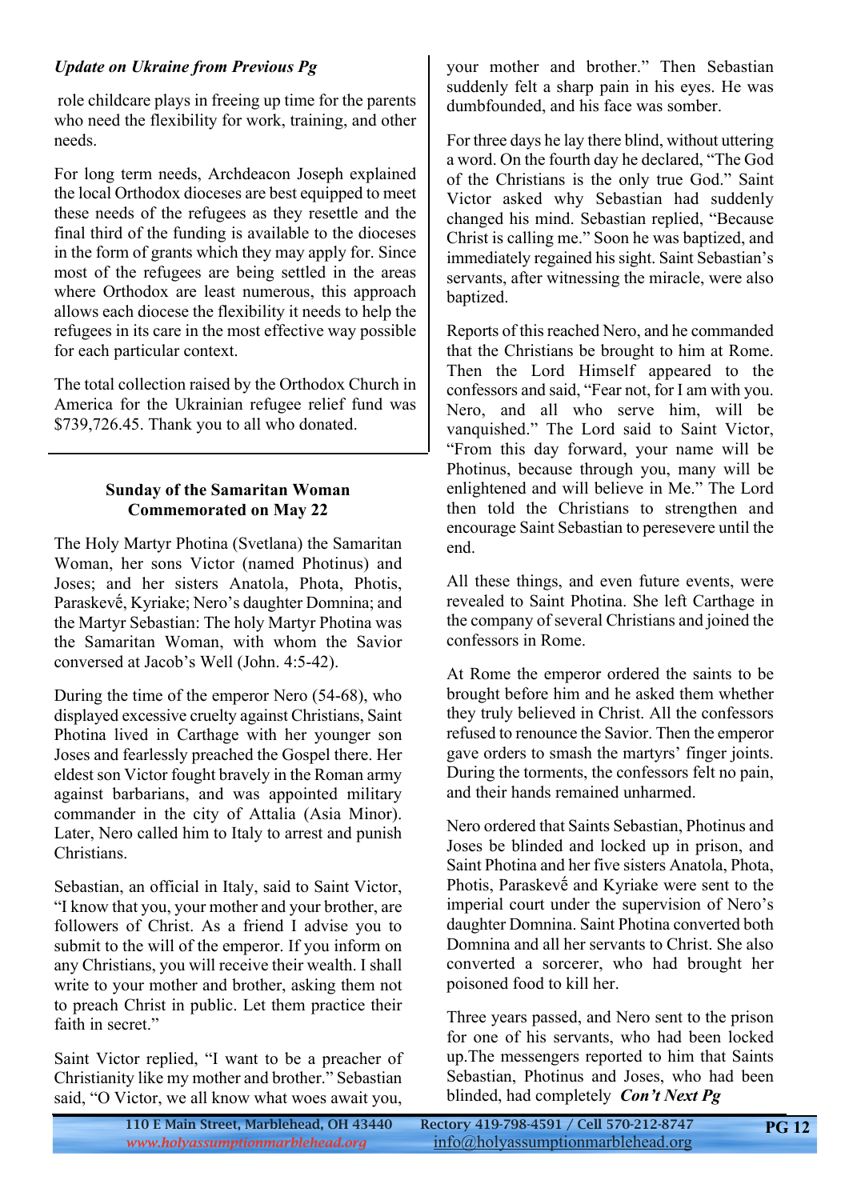***Update on Ukraine from Previous Pg***

role childcare plays in freeing up time for the parents who need the flexibility for work, training, and other needs.

For long term needs, Archdeacon Joseph explained the local Orthodox dioceses are best equipped to meet these needs of the refugees as they resettle and the final third of the funding is available to the dioceses in the form of grants which they may apply for. Since most of the refugees are being settled in the areas where Orthodox are least numerous, this approach allows each diocese the flexibility it needs to help the refugees in its care in the most effective way possible for each particular context.

The total collection raised by the Orthodox Church in America for the Ukrainian refugee relief fund was $739,726.45. Thank you to all who donated.

**Sunday of the Samaritan Woman**
**Commemorated on May 22**

The Holy Martyr Photina (Svetlana) the Samaritan Woman, her sons Victor (named Photinus) and Joses; and her sisters Anatola, Phota, Photis, Paraskevế, Kyriake; Nero's daughter Domnina; and the Martyr Sebastian: The holy Martyr Photina was the Samaritan Woman, with whom the Savior conversed at Jacob's Well (John. 4:5-42).

During the time of the emperor Nero (54-68), who displayed excessive cruelty against Christians, Saint Photina lived in Carthage with her younger son Joses and fearlessly preached the Gospel there. Her eldest son Victor fought bravely in the Roman army against barbarians, and was appointed military commander in the city of Attalia (Asia Minor). Later, Nero called him to Italy to arrest and punish Christians.

Sebastian, an official in Italy, said to Saint Victor, "I know that you, your mother and your brother, are followers of Christ. As a friend I advise you to submit to the will of the emperor. If you inform on any Christians, you will receive their wealth. I shall write to your mother and brother, asking them not to preach Christ in public. Let them practice their faith in secret."

Saint Victor replied, "I want to be a preacher of Christianity like my mother and brother." Sebastian said, "O Victor, we all know what woes await you, your mother and brother." Then Sebastian suddenly felt a sharp pain in his eyes. He was dumbfounded, and his face was somber.

For three days he lay there blind, without uttering a word. On the fourth day he declared, "The God of the Christians is the only true God." Saint Victor asked why Sebastian had suddenly changed his mind. Sebastian replied, "Because Christ is calling me." Soon he was baptized, and immediately regained his sight. Saint Sebastian's servants, after witnessing the miracle, were also baptized.

Reports of this reached Nero, and he commanded that the Christians be brought to him at Rome. Then the Lord Himself appeared to the confessors and said, "Fear not, for I am with you. Nero, and all who serve him, will be vanquished." The Lord said to Saint Victor, "From this day forward, your name will be Photinus, because through you, many will be enlightened and will believe in Me." The Lord then told the Christians to strengthen and encourage Saint Sebastian to peresevere until the end.

All these things, and even future events, were revealed to Saint Photina. She left Carthage in the company of several Christians and joined the confessors in Rome.

At Rome the emperor ordered the saints to be brought before him and he asked them whether they truly believed in Christ. All the confessors refused to renounce the Savior. Then the emperor gave orders to smash the martyrs' finger joints. During the torments, the confessors felt no pain, and their hands remained unharmed.

Nero ordered that Saints Sebastian, Photinus and Joses be blinded and locked up in prison, and Saint Photina and her five sisters Anatola, Phota, Photis, Paraskevế and Kyriake were sent to the imperial court under the supervision of Nero's daughter Domnina. Saint Photina converted both Domnina and all her servants to Christ. She also converted a sorcerer, who had brought her poisoned food to kill her.

Three years passed, and Nero sent to the prison for one of his servants, who had been locked up.The messengers reported to him that Saints Sebastian, Photinus and Joses, who had been blinded, had completely ***Con't Next Pg***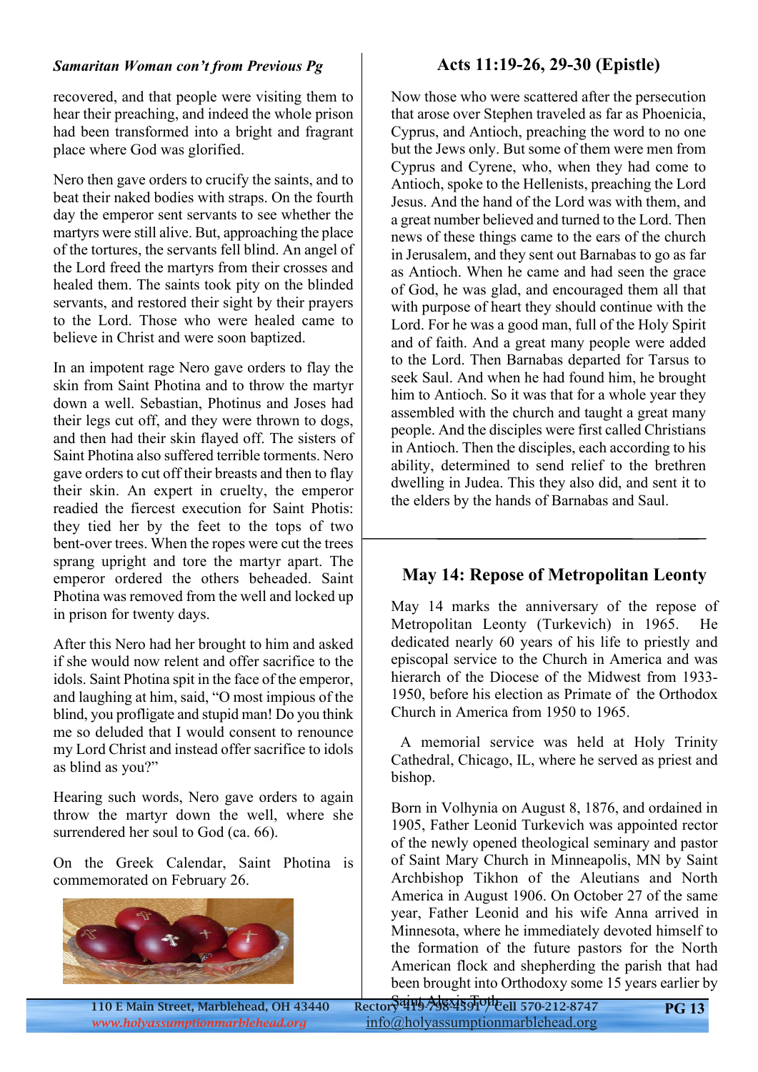***Samaritan Woman con't from Previous Pg***

recovered, and that people were visiting them to hear their preaching, and indeed the whole prison had been transformed into a bright and fragrant place where God was glorified.

Nero then gave orders to crucify the saints, and to beat their naked bodies with straps. On the fourth day the emperor sent servants to see whether the martyrs were still alive. But, approaching the place of the tortures, the servants fell blind. An angel of the Lord freed the martyrs from their crosses and healed them. The saints took pity on the blinded servants, and restored their sight by their prayers to the Lord. Those who were healed came to believe in Christ and were soon baptized.

In an impotent rage Nero gave orders to flay the skin from Saint Photina and to throw the martyr down a well. Sebastian, Photinus and Joses had their legs cut off, and they were thrown to dogs, and then had their skin flayed off. The sisters of Saint Photina also suffered terrible torments. Nero gave orders to cut off their breasts and then to flay their skin. An expert in cruelty, the emperor readied the fiercest execution for Saint Photis: they tied her by the feet to the tops of two bent-over trees. When the ropes were cut the trees sprang upright and tore the martyr apart. The emperor ordered the others beheaded. Saint Photina was removed from the well and locked up in prison for twenty days.

After this Nero had her brought to him and asked if she would now relent and offer sacrifice to the idols. Saint Photina spit in the face of the emperor, and laughing at him, said, "O most impious of the blind, you profligate and stupid man! Do you think me so deluded that I would consent to renounce my Lord Christ and instead offer sacrifice to idols as blind as you?"

Hearing such words, Nero gave orders to again throw the martyr down the well, where she surrendered her soul to God (ca. 66).

On the Greek Calendar, Saint Photina is commemorated on February 26.

## Acts 11:19-26, 29-30 (Epistle)

Now those who were scattered after the persecution that arose over Stephen traveled as far as Phoenicia, Cyprus, and Antioch, preaching the word to no one but the Jews only. But some of them were men from Cyprus and Cyrene, who, when they had come to Antioch, spoke to the Hellenists, preaching the Lord Jesus. And the hand of the Lord was with them, and a great number believed and turned to the Lord. Then news of these things came to the ears of the church in Jerusalem, and they sent out Barnabas to go as far as Antioch. When he came and had seen the grace of God, he was glad, and encouraged them all that with purpose of heart they should continue with the Lord. For he was a good man, full of the Holy Spirit and of faith. And a great many people were added to the Lord. Then Barnabas departed for Tarsus to seek Saul. And when he had found him, he brought him to Antioch. So it was that for a whole year they assembled with the church and taught a great many people. And the disciples were first called Christians in Antioch. Then the disciples, each according to his ability, determined to send relief to the brethren dwelling in Judea. This they also did, and sent it to the elders by the hands of Barnabas and Saul.

## May 14: Repose of Metropolitan Leonty

May 14 marks the anniversary of the repose of Metropolitan Leonty (Turkevich) in 1965. He dedicated nearly 60 years of his life to priestly and episcopal service to the Church in America and was hierarch of the Diocese of the Midwest from 1933-1950, before his election as Primate of the Orthodox Church in America from 1950 to 1965.

A memorial service was held at Holy Trinity Cathedral, Chicago, IL, where he served as priest and bishop.

Born in Volhynia on August 8, 1876, and ordained in 1905, Father Leonid Turkevich was appointed rector of the newly opened theological seminary and pastor of Saint Mary Church in Minneapolis, MN by Saint Archbishop Tikhon of the Aleutians and North America in August 1906. On October 27 of the same year, Father Leonid and his wife Anna arrived in Minnesota, where he immediately devoted himself to the formation of the future pastors for the North American flock and shepherding the parish that had been brought into Orthodoxy some 15 years earlier by Saint Alexis Toth.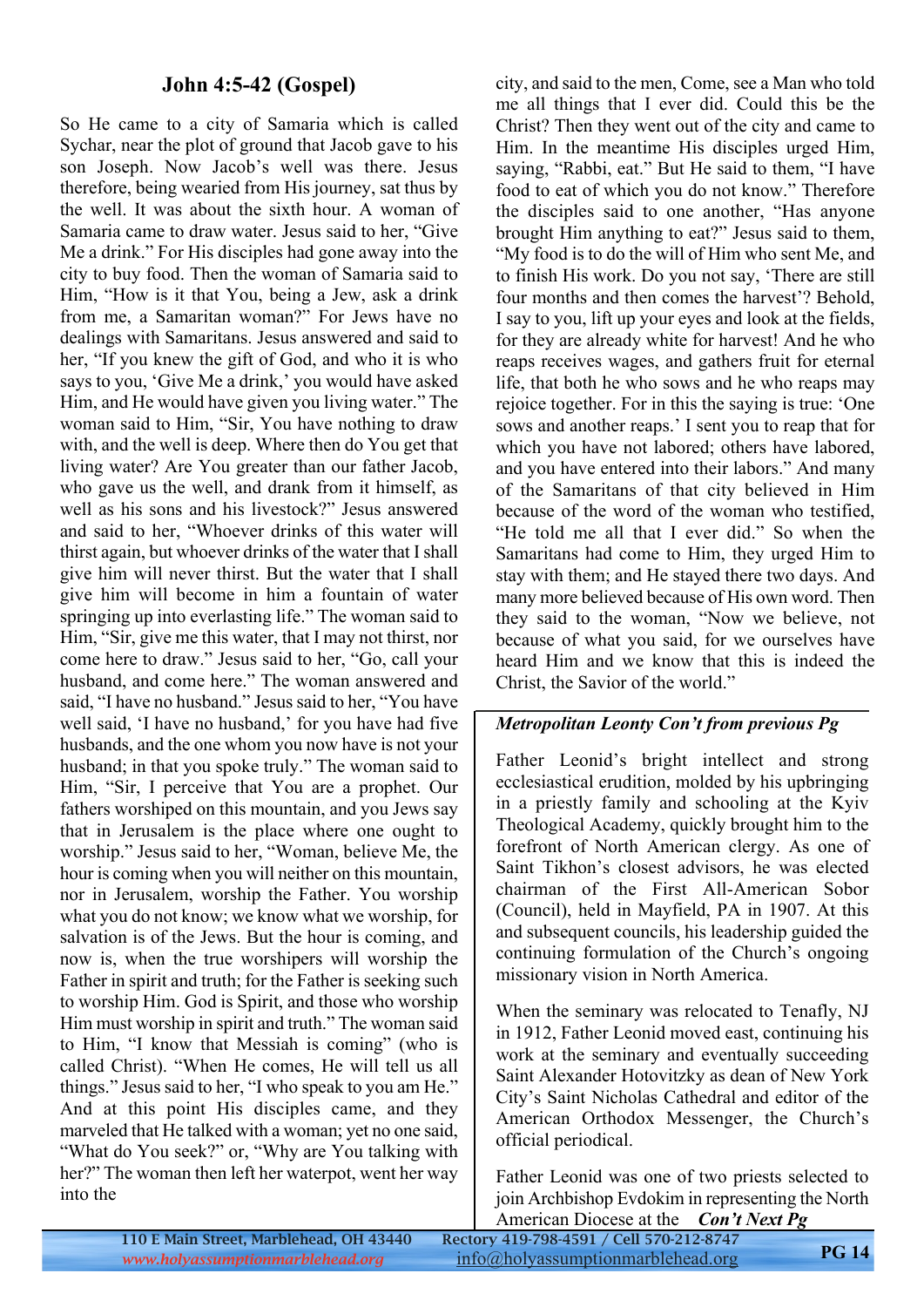## John 4:5-42 (Gospel)

So He came to a city of Samaria which is called Sychar, near the plot of ground that Jacob gave to his son Joseph. Now Jacob's well was there. Jesus therefore, being wearied from His journey, sat thus by the well. It was about the sixth hour. A woman of Samaria came to draw water. Jesus said to her, "Give Me a drink." For His disciples had gone away into the city to buy food. Then the woman of Samaria said to Him, "How is it that You, being a Jew, ask a drink from me, a Samaritan woman?" For Jews have no dealings with Samaritans. Jesus answered and said to her, "If you knew the gift of God, and who it is who says to you, 'Give Me a drink,' you would have asked Him, and He would have given you living water." The woman said to Him, "Sir, You have nothing to draw with, and the well is deep. Where then do You get that living water? Are You greater than our father Jacob, who gave us the well, and drank from it himself, as well as his sons and his livestock?" Jesus answered and said to her, "Whoever drinks of this water will thirst again, but whoever drinks of the water that I shall give him will never thirst. But the water that I shall give him will become in him a fountain of water springing up into everlasting life." The woman said to Him, "Sir, give me this water, that I may not thirst, nor come here to draw." Jesus said to her, "Go, call your husband, and come here." The woman answered and said, "I have no husband." Jesus said to her, "You have well said, 'I have no husband,' for you have had five husbands, and the one whom you now have is not your husband; in that you spoke truly." The woman said to Him, "Sir, I perceive that You are a prophet. Our fathers worshiped on this mountain, and you Jews say that in Jerusalem is the place where one ought to worship." Jesus said to her, "Woman, believe Me, the hour is coming when you will neither on this mountain, nor in Jerusalem, worship the Father. You worship what you do not know; we know what we worship, for salvation is of the Jews. But the hour is coming, and now is, when the true worshipers will worship the Father in spirit and truth; for the Father is seeking such to worship Him. God is Spirit, and those who worship Him must worship in spirit and truth." The woman said to Him, "I know that Messiah is coming" (who is called Christ). "When He comes, He will tell us all things." Jesus said to her, "I who speak to you am He." And at this point His disciples came, and they marveled that He talked with a woman; yet no one said, "What do You seek?" or, "Why are You talking with her?" The woman then left her waterpot, went her way into the city, and said to the men, Come, see a Man who told me all things that I ever did. Could this be the Christ? Then they went out of the city and came to Him. In the meantime His disciples urged Him, saying, "Rabbi, eat." But He said to them, "I have food to eat of which you do not know." Therefore the disciples said to one another, "Has anyone brought Him anything to eat?" Jesus said to them, "My food is to do the will of Him who sent Me, and to finish His work. Do you not say, 'There are still four months and then comes the harvest'? Behold, I say to you, lift up your eyes and look at the fields, for they are already white for harvest! And he who reaps receives wages, and gathers fruit for eternal life, that both he who sows and he who reaps may rejoice together. For in this the saying is true: 'One sows and another reaps.' I sent you to reap that for which you have not labored; others have labored, and you have entered into their labors." And many of the Samaritans of that city believed in Him because of the word of the woman who testified, "He told me all that I ever did." So when the Samaritans had come to Him, they urged Him to stay with them; and He stayed there two days. And many more believed because of His own word. Then they said to the woman, "Now we believe, not because of what you said, for we ourselves have heard Him and we know that this is indeed the Christ, the Savior of the world."

***Metropolitan Leonty Con't from previous Pg***

Father Leonid's bright intellect and strong ecclesiastical erudition, molded by his upbringing in a priestly family and schooling at the Kyiv Theological Academy, quickly brought him to the forefront of North American clergy. As one of Saint Tikhon's closest advisors, he was elected chairman of the First All-American Sobor (Council), held in Mayfield, PA in 1907. At this and subsequent councils, his leadership guided the continuing formulation of the Church's ongoing missionary vision in North America.

When the seminary was relocated to Tenafly, NJ in 1912, Father Leonid moved east, continuing his work at the seminary and eventually succeeding Saint Alexander Hotovitzky as dean of New York City's Saint Nicholas Cathedral and editor of the American Orthodox Messenger, the Church's official periodical.

Father Leonid was one of two priests selected to join Archbishop Evdokim in representing the North American Diocese at the ***Con't Next Pg***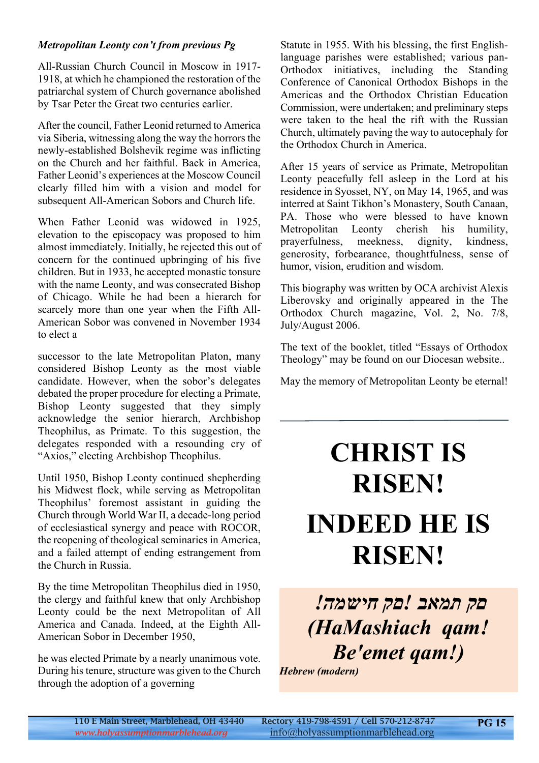*Metropolitan Leonty con't from previous Pg*

All-Russian Church Council in Moscow in 1917-1918, at which he championed the restoration of the patriarchal system of Church governance abolished by Tsar Peter the Great two centuries earlier.

After the council, Father Leonid returned to America via Siberia, witnessing along the way the horrors the newly-established Bolshevik regime was inflicting on the Church and her faithful. Back in America, Father Leonid's experiences at the Moscow Council clearly filled him with a vision and model for subsequent All-American Sobors and Church life.

When Father Leonid was widowed in 1925, elevation to the episcopacy was proposed to him almost immediately. Initially, he rejected this out of concern for the continued upbringing of his five children. But in 1933, he accepted monastic tonsure with the name Leonty, and was consecrated Bishop of Chicago. While he had been a hierarch for scarcely more than one year when the Fifth All-American Sobor was convened in November 1934 to elect a

successor to the late Metropolitan Platon, many considered Bishop Leonty as the most viable candidate. However, when the sobor's delegates debated the proper procedure for electing a Primate, Bishop Leonty suggested that they simply acknowledge the senior hierarch, Archbishop Theophilus, as Primate. To this suggestion, the delegates responded with a resounding cry of "Axios," electing Archbishop Theophilus.

Until 1950, Bishop Leonty continued shepherding his Midwest flock, while serving as Metropolitan Theophilus' foremost assistant in guiding the Church through World War II, a decade-long period of ecclesiastical synergy and peace with ROCOR, the reopening of theological seminaries in America, and a failed attempt of ending estrangement from the Church in Russia.

By the time Metropolitan Theophilus died in 1950, the clergy and faithful knew that only Archbishop Leonty could be the next Metropolitan of All America and Canada. Indeed, at the Eighth All-American Sobor in December 1950,

he was elected Primate by a nearly unanimous vote. During his tenure, structure was given to the Church through the adoption of a governing Statute in 1955. With his blessing, the first English-language parishes were established; various pan-Orthodox initiatives, including the Standing Conference of Canonical Orthodox Bishops in the Americas and the Orthodox Christian Education Commission, were undertaken; and preliminary steps were taken to the heal the rift with the Russian Church, ultimately paving the way to autocephaly for the Orthodox Church in America.

After 15 years of service as Primate, Metropolitan Leonty peacefully fell asleep in the Lord at his residence in Syosset, NY, on May 14, 1965, and was interred at Saint Tikhon's Monastery, South Canaan, PA. Those who were blessed to have known Metropolitan Leonty cherish his humility, prayerfulness, meekness, dignity, kindness, generosity, forbearance, thoughtfulness, sense of humor, vision, erudition and wisdom.

This biography was written by OCA archivist Alexis Liberovsky and originally appeared in the The Orthodox Church magazine, Vol. 2, No. 7/8, July/August 2006.

The text of the booklet, titled "Essays of Orthodox Theology" may be found on our Diocesan website..

May the memory of Metropolitan Leonty be eternal!

---

# CHRIST IS RISEN!

# INDEED HE IS RISEN!

***המשיח קם! באמת קם!***
***(HaMashiach qam! Be'emet qam!)***

***Hebrew (modern)***